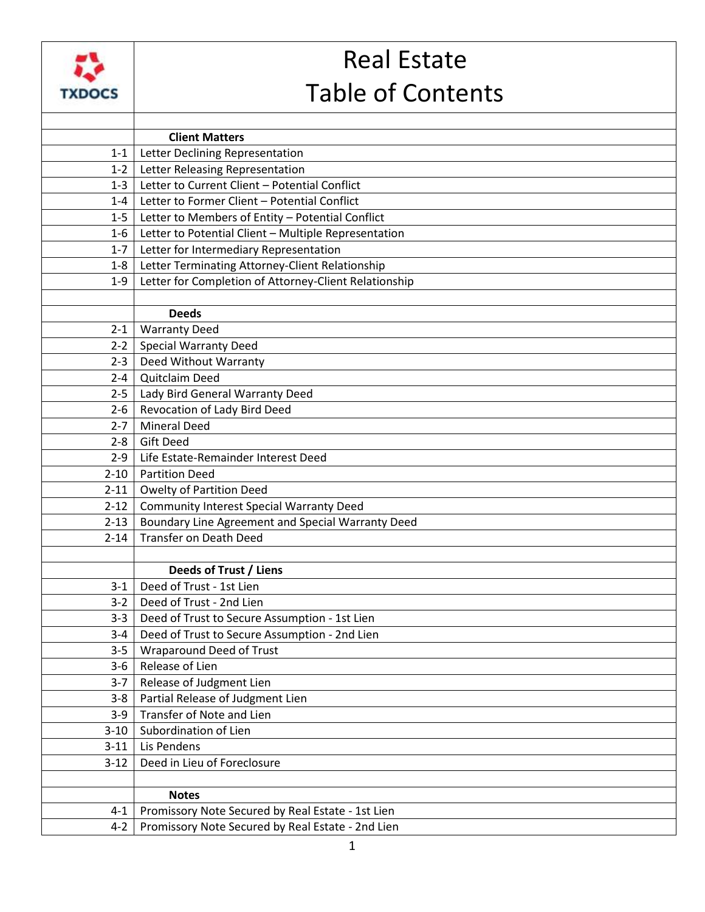# Real Estate Table of Contents

TXDOCS

| | |
|---|---|
| | **Client Matters** |
| 1-1 | Letter Declining Representation |
| 1-2 | Letter Releasing Representation |
| 1-3 | Letter to Current Client – Potential Conflict |
| 1-4 | Letter to Former Client – Potential Conflict |
| 1-5 | Letter to Members of Entity – Potential Conflict |
| 1-6 | Letter to Potential Client – Multiple Representation |
| 1-7 | Letter for Intermediary Representation |
| 1-8 | Letter Terminating Attorney-Client Relationship |
| 1-9 | Letter for Completion of Attorney-Client Relationship |
| | |
| | **Deeds** |
| 2-1 | Warranty Deed |
| 2-2 | Special Warranty Deed |
| 2-3 | Deed Without Warranty |
| 2-4 | Quitclaim Deed |
| 2-5 | Lady Bird General Warranty Deed |
| 2-6 | Revocation of Lady Bird Deed |
| 2-7 | Mineral Deed |
| 2-8 | Gift Deed |
| 2-9 | Life Estate-Remainder Interest Deed |
| 2-10 | Partition Deed |
| 2-11 | Owelty of Partition Deed |
| 2-12 | Community Interest Special Warranty Deed |
| 2-13 | Boundary Line Agreement and Special Warranty Deed |
| 2-14 | Transfer on Death Deed |
| | |
| | **Deeds of Trust / Liens** |
| 3-1 | Deed of Trust - 1st Lien |
| 3-2 | Deed of Trust - 2nd Lien |
| 3-3 | Deed of Trust to Secure Assumption - 1st Lien |
| 3-4 | Deed of Trust to Secure Assumption - 2nd Lien |
| 3-5 | Wraparound Deed of Trust |
| 3-6 | Release of Lien |
| 3-7 | Release of Judgment Lien |
| 3-8 | Partial Release of Judgment Lien |
| 3-9 | Transfer of Note and Lien |
| 3-10 | Subordination of Lien |
| 3-11 | Lis Pendens |
| 3-12 | Deed in Lieu of Foreclosure |
| | |
| | **Notes** |
| 4-1 | Promissory Note Secured by Real Estate - 1st Lien |
| 4-2 | Promissory Note Secured by Real Estate - 2nd Lien |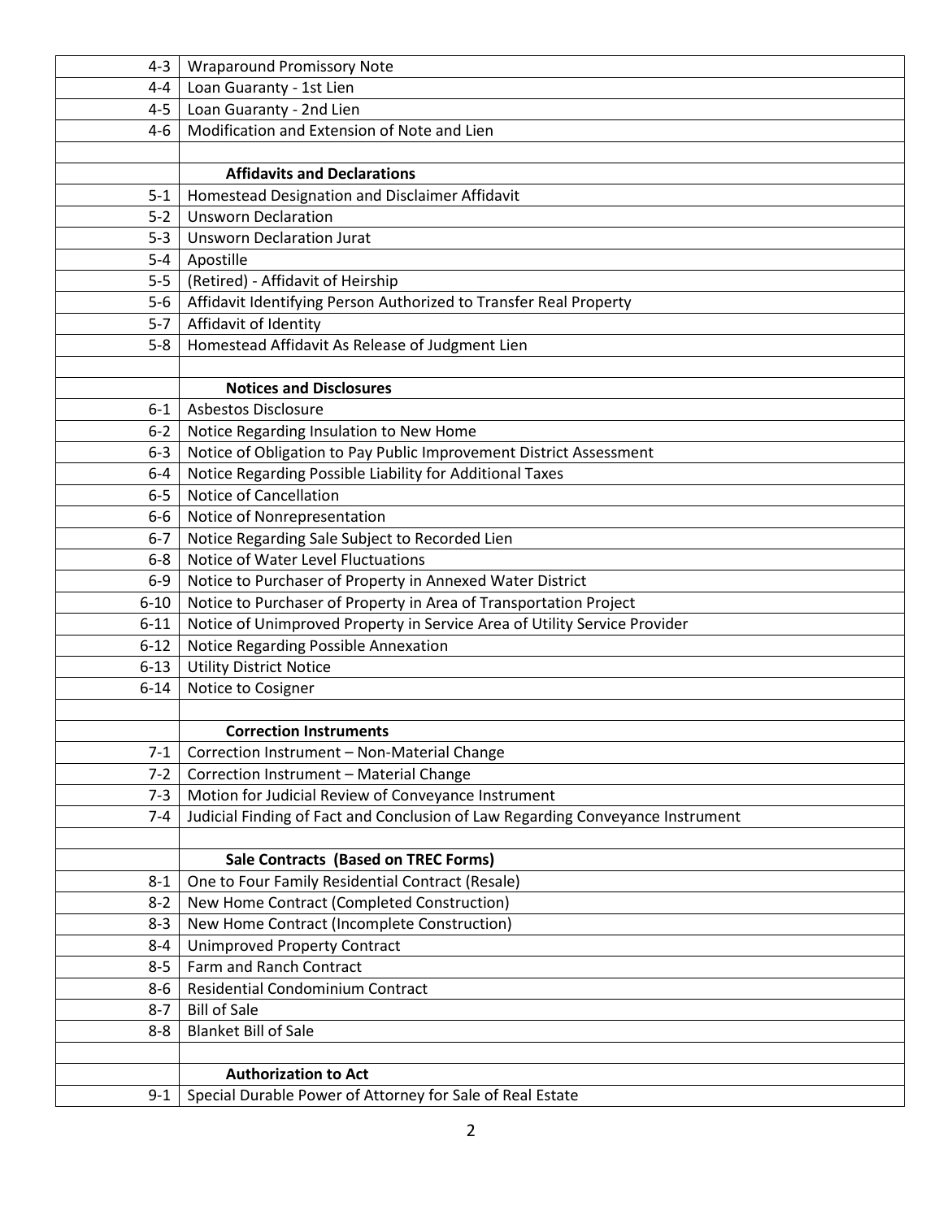| | |
|---|---|
| 4-3 | Wraparound Promissory Note |
| 4-4 | Loan Guaranty - 1st Lien |
| 4-5 | Loan Guaranty - 2nd Lien |
| 4-6 | Modification and Extension of Note and Lien |
| | |
| | **Affidavits and Declarations** |
| 5-1 | Homestead Designation and Disclaimer Affidavit |
| 5-2 | Unsworn Declaration |
| 5-3 | Unsworn Declaration Jurat |
| 5-4 | Apostille |
| 5-5 | (Retired) - Affidavit of Heirship |
| 5-6 | Affidavit Identifying Person Authorized to Transfer Real Property |
| 5-7 | Affidavit of Identity |
| 5-8 | Homestead Affidavit As Release of Judgment Lien |
| | |
| | **Notices and Disclosures** |
| 6-1 | Asbestos Disclosure |
| 6-2 | Notice Regarding Insulation to New Home |
| 6-3 | Notice of Obligation to Pay Public Improvement District Assessment |
| 6-4 | Notice Regarding Possible Liability for Additional Taxes |
| 6-5 | Notice of Cancellation |
| 6-6 | Notice of Nonrepresentation |
| 6-7 | Notice Regarding Sale Subject to Recorded Lien |
| 6-8 | Notice of Water Level Fluctuations |
| 6-9 | Notice to Purchaser of Property in Annexed Water District |
| 6-10 | Notice to Purchaser of Property in Area of Transportation Project |
| 6-11 | Notice of Unimproved Property in Service Area of Utility Service Provider |
| 6-12 | Notice Regarding Possible Annexation |
| 6-13 | Utility District Notice |
| 6-14 | Notice to Cosigner |
| | |
| | **Correction Instruments** |
| 7-1 | Correction Instrument – Non-Material Change |
| 7-2 | Correction Instrument – Material Change |
| 7-3 | Motion for Judicial Review of Conveyance Instrument |
| 7-4 | Judicial Finding of Fact and Conclusion of Law Regarding Conveyance Instrument |
| | |
| | **Sale Contracts (Based on TREC Forms)** |
| 8-1 | One to Four Family Residential Contract (Resale) |
| 8-2 | New Home Contract (Completed Construction) |
| 8-3 | New Home Contract (Incomplete Construction) |
| 8-4 | Unimproved Property Contract |
| 8-5 | Farm and Ranch Contract |
| 8-6 | Residential Condominium Contract |
| 8-7 | Bill of Sale |
| 8-8 | Blanket Bill of Sale |
| | |
| | **Authorization to Act** |
| 9-1 | Special Durable Power of Attorney for Sale of Real Estate |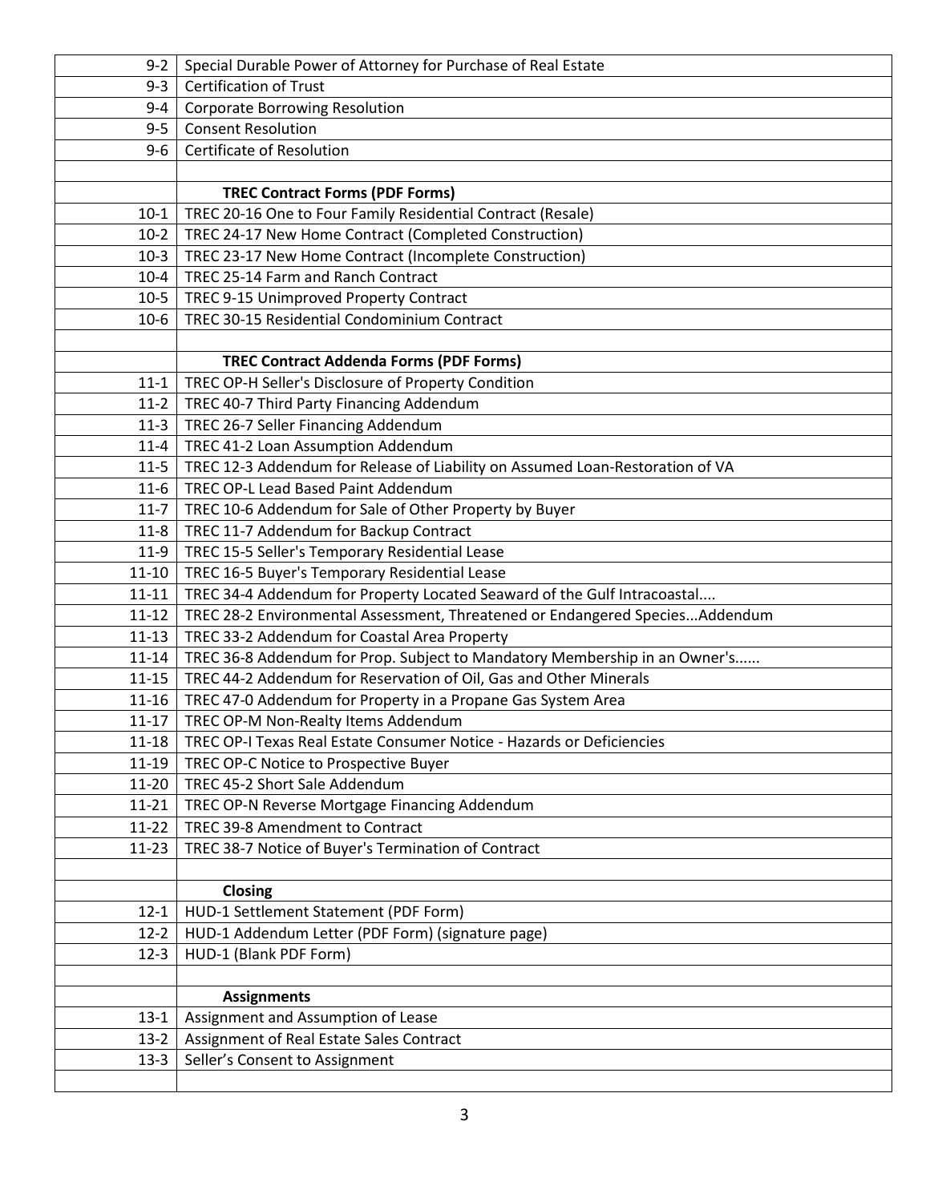| | |
|---|---|
| 9-2 | Special Durable Power of Attorney for Purchase of Real Estate |
| 9-3 | Certification of Trust |
| 9-4 | Corporate Borrowing Resolution |
| 9-5 | Consent Resolution |
| 9-6 | Certificate of Resolution |
| | |
| | **TREC Contract Forms (PDF Forms)** |
| 10-1 | TREC 20-16 One to Four Family Residential Contract (Resale) |
| 10-2 | TREC 24-17 New Home Contract (Completed Construction) |
| 10-3 | TREC 23-17 New Home Contract (Incomplete Construction) |
| 10-4 | TREC 25-14 Farm and Ranch Contract |
| 10-5 | TREC 9-15 Unimproved Property Contract |
| 10-6 | TREC 30-15 Residential Condominium Contract |
| | |
| | **TREC Contract Addenda Forms (PDF Forms)** |
| 11-1 | TREC OP-H Seller's Disclosure of Property Condition |
| 11-2 | TREC 40-7 Third Party Financing Addendum |
| 11-3 | TREC 26-7 Seller Financing Addendum |
| 11-4 | TREC 41-2 Loan Assumption Addendum |
| 11-5 | TREC 12-3 Addendum for Release of Liability on Assumed Loan-Restoration of VA |
| 11-6 | TREC OP-L Lead Based Paint Addendum |
| 11-7 | TREC 10-6 Addendum for Sale of Other Property by Buyer |
| 11-8 | TREC 11-7 Addendum for Backup Contract |
| 11-9 | TREC 15-5 Seller's Temporary Residential Lease |
| 11-10 | TREC 16-5 Buyer's Temporary Residential Lease |
| 11-11 | TREC 34-4 Addendum for Property Located Seaward of the Gulf Intracoastal.... |
| 11-12 | TREC 28-2 Environmental Assessment, Threatened or Endangered Species...Addendum |
| 11-13 | TREC 33-2 Addendum for Coastal Area Property |
| 11-14 | TREC 36-8 Addendum for Prop. Subject to Mandatory Membership in an Owner's...... |
| 11-15 | TREC 44-2 Addendum for Reservation of Oil, Gas and Other Minerals |
| 11-16 | TREC 47-0 Addendum for Property in a Propane Gas System Area |
| 11-17 | TREC OP-M Non-Realty Items Addendum |
| 11-18 | TREC OP-I Texas Real Estate Consumer Notice - Hazards or Deficiencies |
| 11-19 | TREC OP-C Notice to Prospective Buyer |
| 11-20 | TREC 45-2 Short Sale Addendum |
| 11-21 | TREC OP-N Reverse Mortgage Financing Addendum |
| 11-22 | TREC 39-8 Amendment to Contract |
| 11-23 | TREC 38-7 Notice of Buyer's Termination of Contract |
| | |
| | **Closing** |
| 12-1 | HUD-1 Settlement Statement (PDF Form) |
| 12-2 | HUD-1 Addendum Letter (PDF Form) (signature page) |
| 12-3 | HUD-1 (Blank PDF Form) |
| | |
| | **Assignments** |
| 13-1 | Assignment and Assumption of Lease |
| 13-2 | Assignment of Real Estate Sales Contract |
| 13-3 | Seller's Consent to Assignment |
| | |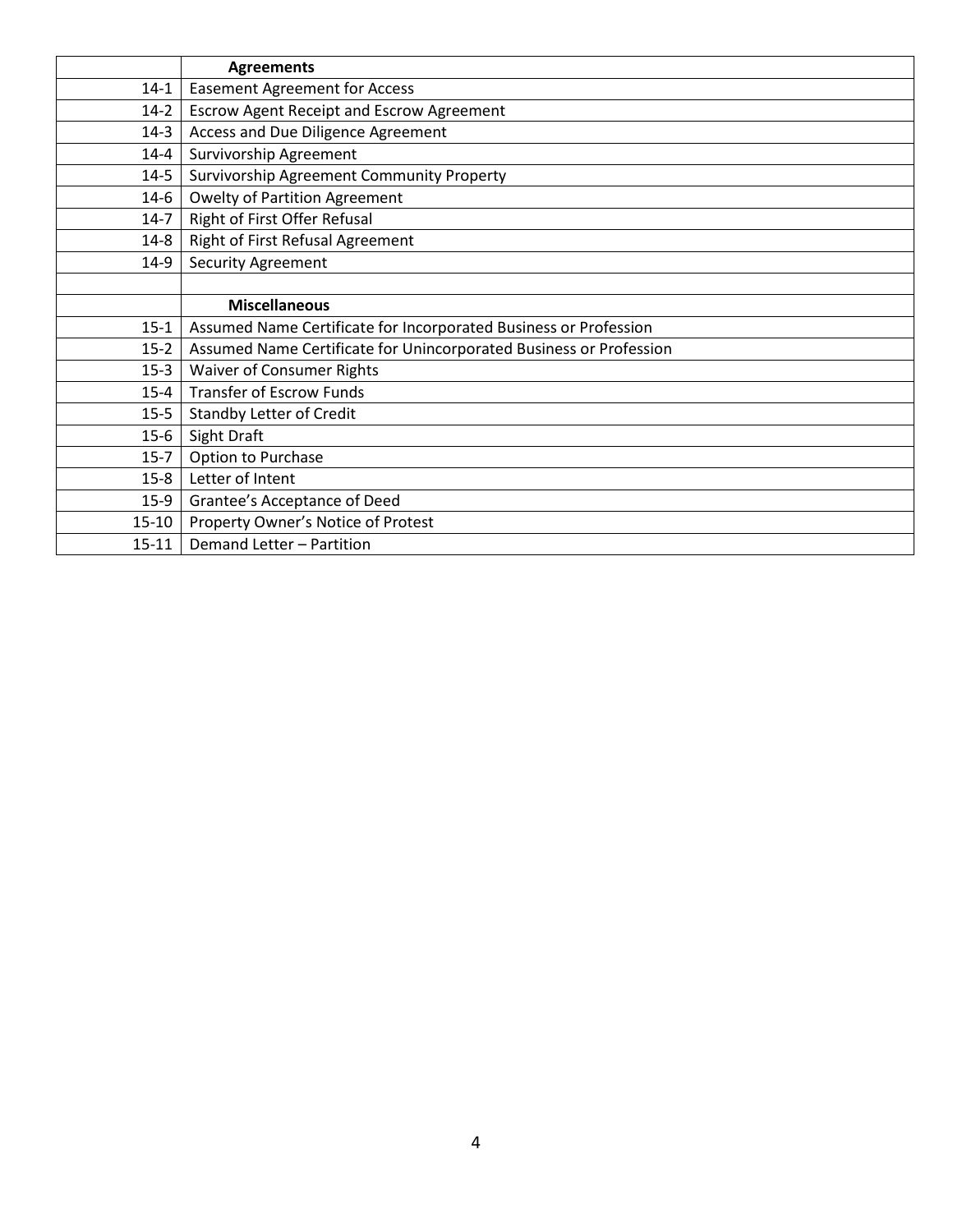| | |
|---|---|
| | **Agreements** |
| 14-1 | Easement Agreement for Access |
| 14-2 | Escrow Agent Receipt and Escrow Agreement |
| 14-3 | Access and Due Diligence Agreement |
| 14-4 | Survivorship Agreement |
| 14-5 | Survivorship Agreement Community Property |
| 14-6 | Owelty of Partition Agreement |
| 14-7 | Right of First Offer Refusal |
| 14-8 | Right of First Refusal Agreement |
| 14-9 | Security Agreement |
| | |
| | **Miscellaneous** |
| 15-1 | Assumed Name Certificate for Incorporated Business or Profession |
| 15-2 | Assumed Name Certificate for Unincorporated Business or Profession |
| 15-3 | Waiver of Consumer Rights |
| 15-4 | Transfer of Escrow Funds |
| 15-5 | Standby Letter of Credit |
| 15-6 | Sight Draft |
| 15-7 | Option to Purchase |
| 15-8 | Letter of Intent |
| 15-9 | Grantee's Acceptance of Deed |
| 15-10 | Property Owner's Notice of Protest |
| 15-11 | Demand Letter – Partition |